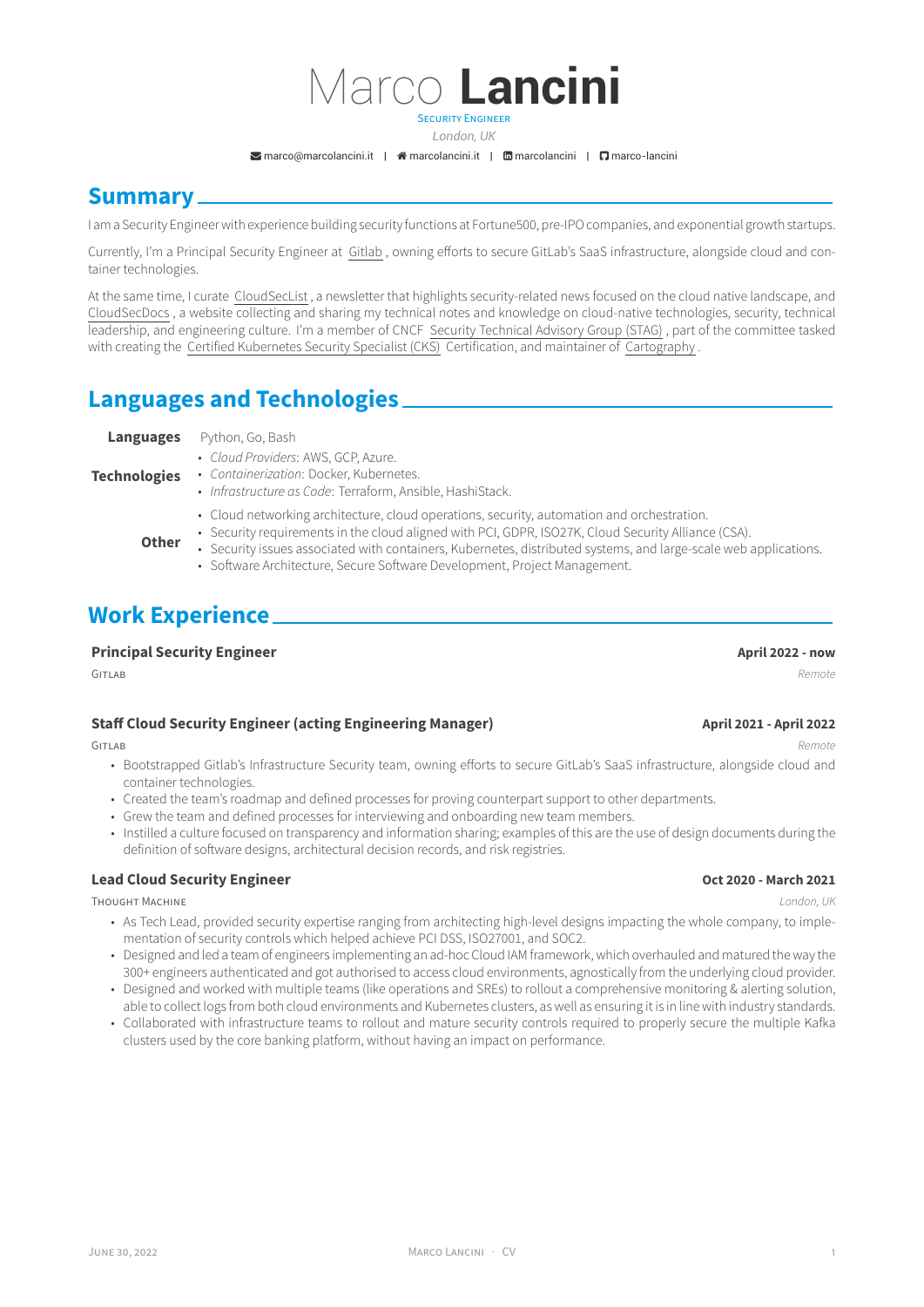# Marco **Lancini**

Security Engineer

*London, UK*

marco@marcolancini.it | marcolancini.it | marcolancini | marco-lancini

## Summary

I am a Security Engineer with experience building security functions at Fortune500, pre-IPO companies, and exponential growth startups.

Currently, I'm a Principal Security Engineer at Gitlab , owning efforts to secure GitLab's SaaS infrastructure, alongside cloud and container technologies.

At the same time, I curate CloudSecList , a newsletter that highlights security-related news focused on the cloud native landscape, and CloudSecDocs , a website collecting and sharing my technical notes and knowledge on cloud-native technologies, security, technical leadership, and engineering culture. I'm a member of CNCF Security Technical Advisory Group (STAG) , part of the committee tasked with creating the Certified Kubernetes Security Specialist (CKS) Certification, and maintainer of Cartography .

## Languages and Technologies

**Languages** Python, Go, Bash

**Technologies**
- *Cloud Providers*: AWS, GCP, Azure.
- *Containerization*: Docker, Kubernetes.
- *Infrastructure as Code*: Terraform, Ansible, HashiStack.

**Other**
- Cloud networking architecture, cloud operations, security, automation and orchestration.
- Security requirements in the cloud aligned with PCI, GDPR, ISO27K, Cloud Security Alliance (CSA).
- Security issues associated with containers, Kubernetes, distributed systems, and large-scale web applications.
- Software Architecture, Secure Software Development, Project Management.

## Work Experience

### Principal Security Engineer — April 2022 - now

Gitlab — *Remote*

### Staff Cloud Security Engineer (acting Engineering Manager) — April 2021 - April 2022

Gitlab — *Remote*

- Bootstrapped Gitlab's Infrastructure Security team, owning efforts to secure GitLab's SaaS infrastructure, alongside cloud and container technologies.
- Created the team's roadmap and defined processes for proving counterpart support to other departments.
- Grew the team and defined processes for interviewing and onboarding new team members.
- Instilled a culture focused on transparency and information sharing; examples of this are the use of design documents during the definition of software designs, architectural decision records, and risk registries.

### Lead Cloud Security Engineer — Oct 2020 - March 2021

Thought Machine — *London, UK*

- As Tech Lead, provided security expertise ranging from architecting high-level designs impacting the whole company, to implementation of security controls which helped achieve PCI DSS, ISO27001, and SOC2.
- Designed and led a team of engineers implementing an ad-hoc Cloud IAM framework, which overhauled and matured the way the 300+ engineers authenticated and got authorised to access cloud environments, agnostically from the underlying cloud provider.
- Designed and worked with multiple teams (like operations and SREs) to rollout a comprehensive monitoring & alerting solution, able to collect logs from both cloud environments and Kubernetes clusters, as well as ensuring it is in line with industry standards.
- Collaborated with infrastructure teams to rollout and mature security controls required to properly secure the multiple Kafka clusters used by the core banking platform, without having an impact on performance.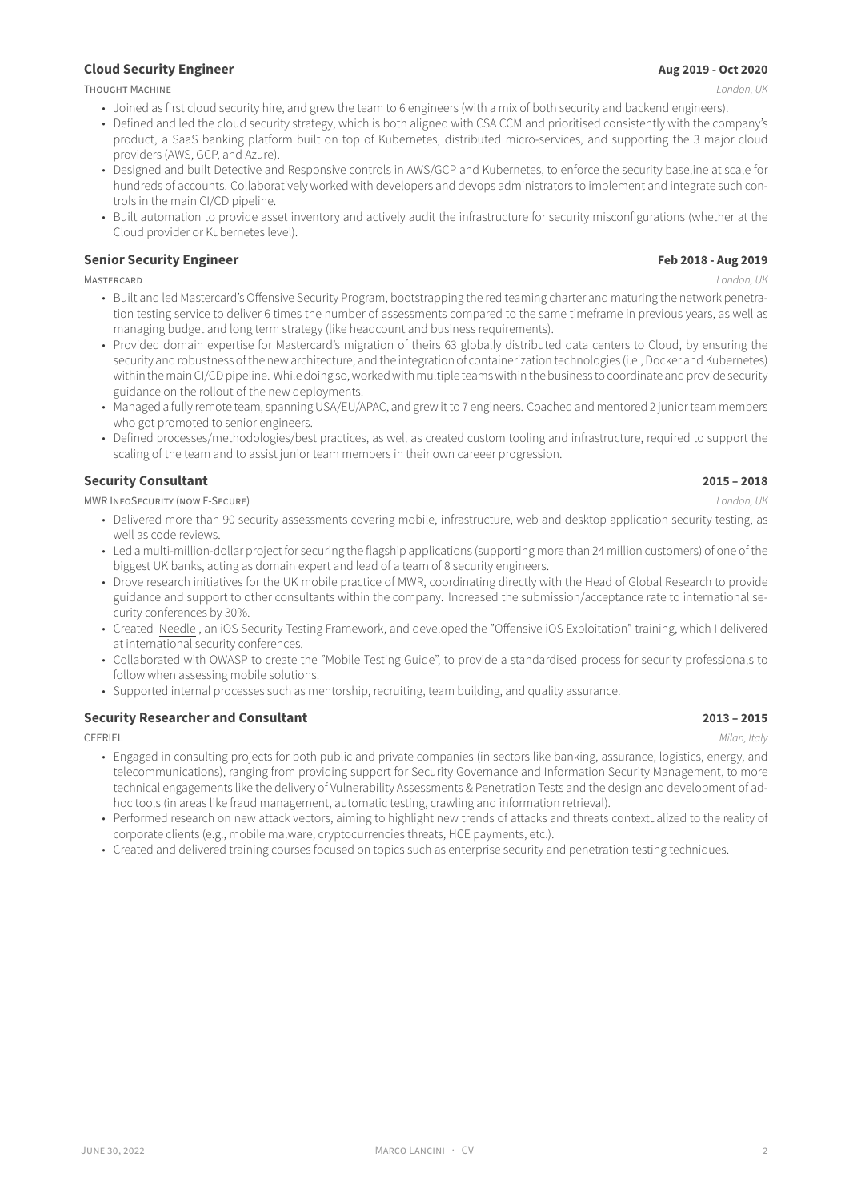### Cloud Security Engineer

**Aug 2019 - Oct 2020**

THOUGHT MACHINE — *London, UK*

- Joined as first cloud security hire, and grew the team to 6 engineers (with a mix of both security and backend engineers).
- Defined and led the cloud security strategy, which is both aligned with CSA CCM and prioritised consistently with the company's product, a SaaS banking platform built on top of Kubernetes, distributed micro-services, and supporting the 3 major cloud providers (AWS, GCP, and Azure).
- Designed and built Detective and Responsive controls in AWS/GCP and Kubernetes, to enforce the security baseline at scale for hundreds of accounts. Collaboratively worked with developers and devops administrators to implement and integrate such controls in the main CI/CD pipeline.
- Built automation to provide asset inventory and actively audit the infrastructure for security misconfigurations (whether at the Cloud provider or Kubernetes level).

### Senior Security Engineer

**Feb 2018 - Aug 2019**

MASTERCARD — *London, UK*

- Built and led Mastercard's Offensive Security Program, bootstrapping the red teaming charter and maturing the network penetration testing service to deliver 6 times the number of assessments compared to the same timeframe in previous years, as well as managing budget and long term strategy (like headcount and business requirements).
- Provided domain expertise for Mastercard's migration of theirs 63 globally distributed data centers to Cloud, by ensuring the security and robustness of the new architecture, and the integration of containerization technologies (i.e., Docker and Kubernetes) within the main CI/CD pipeline. While doing so, worked with multiple teams within the business to coordinate and provide security guidance on the rollout of the new deployments.
- Managed a fully remote team, spanning USA/EU/APAC, and grew it to 7 engineers. Coached and mentored 2 junior team members who got promoted to senior engineers.
- Defined processes/methodologies/best practices, as well as created custom tooling and infrastructure, required to support the scaling of the team and to assist junior team members in their own careeer progression.

### Security Consultant

**2015 – 2018**

MWR INFOSECURITY (NOW F-SECURE) — *London, UK*

- Delivered more than 90 security assessments covering mobile, infrastructure, web and desktop application security testing, as well as code reviews.
- Led a multi-million-dollar project for securing the flagship applications (supporting more than 24 million customers) of one of the biggest UK banks, acting as domain expert and lead of a team of 8 security engineers.
- Drove research initiatives for the UK mobile practice of MWR, coordinating directly with the Head of Global Research to provide guidance and support to other consultants within the company. Increased the submission/acceptance rate to international security conferences by 30%.
- Created Needle , an iOS Security Testing Framework, and developed the "Offensive iOS Exploitation" training, which I delivered at international security conferences.
- Collaborated with OWASP to create the "Mobile Testing Guide", to provide a standardised process for security professionals to follow when assessing mobile solutions.
- Supported internal processes such as mentorship, recruiting, team building, and quality assurance.

### Security Researcher and Consultant

**2013 – 2015**

CEFRIEL — *Milan, Italy*

- Engaged in consulting projects for both public and private companies (in sectors like banking, assurance, logistics, energy, and telecommunications), ranging from providing support for Security Governance and Information Security Management, to more technical engagements like the delivery of Vulnerability Assessments & Penetration Tests and the design and development of ad-hoc tools (in areas like fraud management, automatic testing, crawling and information retrieval).
- Performed research on new attack vectors, aiming to highlight new trends of attacks and threats contextualized to the reality of corporate clients (e.g., mobile malware, cryptocurrencies threats, HCE payments, etc.).
- Created and delivered training courses focused on topics such as enterprise security and penetration testing techniques.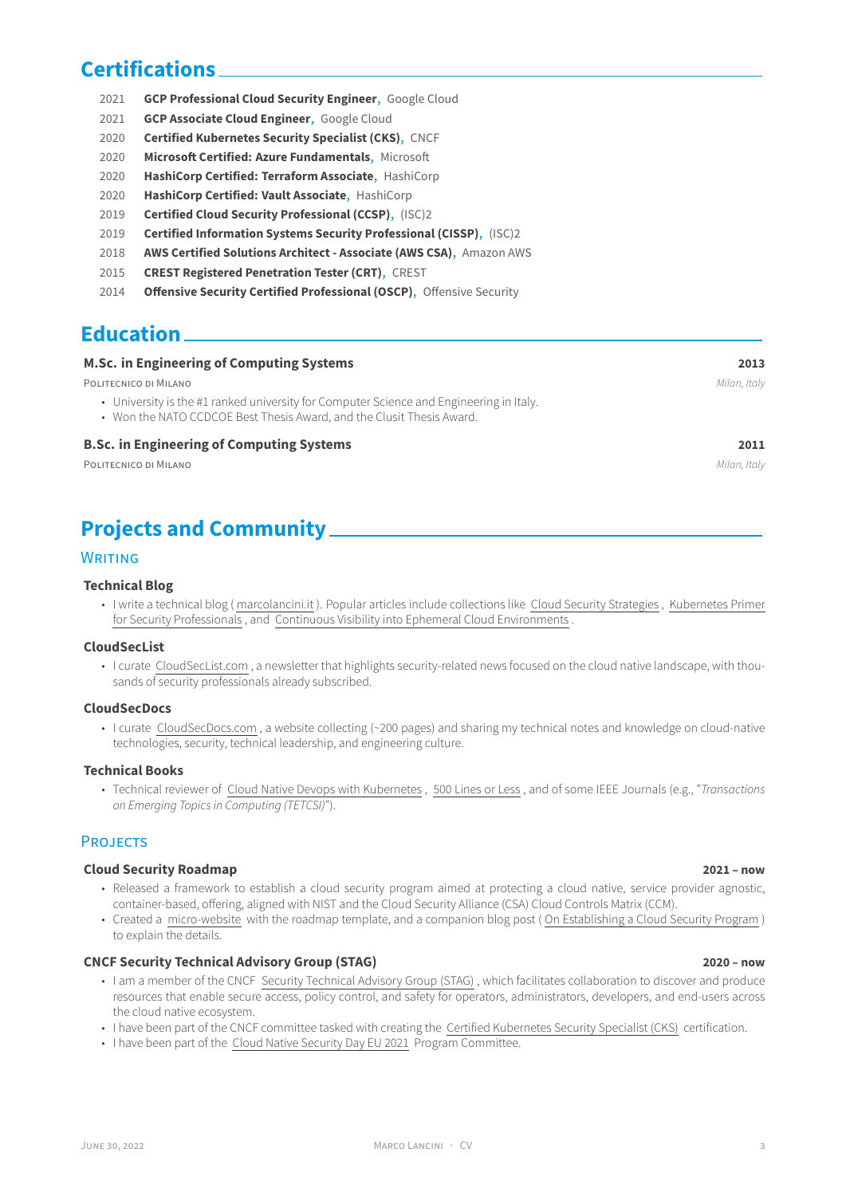## Certifications

- 2021 **GCP Professional Cloud Security Engineer**, Google Cloud
- 2021 **GCP Associate Cloud Engineer**, Google Cloud
- 2020 **Certified Kubernetes Security Specialist (CKS)**, CNCF
- 2020 **Microsoft Certified: Azure Fundamentals**, Microsoft
- 2020 **HashiCorp Certified: Terraform Associate**, HashiCorp
- 2020 **HashiCorp Certified: Vault Associate**, HashiCorp
- 2019 **Certified Cloud Security Professional (CCSP)**, (ISC)2
- 2019 **Certified Information Systems Security Professional (CISSP)**, (ISC)2
- 2018 **AWS Certified Solutions Architect - Associate (AWS CSA)**, Amazon AWS
- 2015 **CREST Registered Penetration Tester (CRT)**, CREST
- 2014 **Offensive Security Certified Professional (OSCP)**, Offensive Security

## Education

**M.Sc. in Engineering of Computing Systems** — **2013**

Politecnico di Milano — *Milan, Italy*

- University is the #1 ranked university for Computer Science and Engineering in Italy.
- Won the NATO CCDCOE Best Thesis Award, and the Clusit Thesis Award.

**B.Sc. in Engineering of Computing Systems** — **2011**

Politecnico di Milano — *Milan, Italy*

## Projects and Community

### Writing

**Technical Blog**

- I write a technical blog ( marcolancini.it ). Popular articles include collections like Cloud Security Strategies , Kubernetes Primer for Security Professionals , and Continuous Visibility into Ephemeral Cloud Environments .

**CloudSecList**

- I curate CloudSecList.com , a newsletter that highlights security-related news focused on the cloud native landscape, with thousands of security professionals already subscribed.

**CloudSecDocs**

- I curate CloudSecDocs.com , a website collecting (~200 pages) and sharing my technical notes and knowledge on cloud-native technologies, security, technical leadership, and engineering culture.

**Technical Books**

- Technical reviewer of Cloud Native Devops with Kubernetes , 500 Lines or Less , and of some IEEE Journals (e.g., "*Transactions on Emerging Topics in Computing (TETCSI)*").

### Projects

**Cloud Security Roadmap** — **2021 – now**

- Released a framework to establish a cloud security program aimed at protecting a cloud native, service provider agnostic, container-based, offering, aligned with NIST and the Cloud Security Alliance (CSA) Cloud Controls Matrix (CCM).
- Created a micro-website with the roadmap template, and a companion blog post ( On Establishing a Cloud Security Program ) to explain the details.

**CNCF Security Technical Advisory Group (STAG)** — **2020 – now**

- I am a member of the CNCF Security Technical Advisory Group (STAG) , which facilitates collaboration to discover and produce resources that enable secure access, policy control, and safety for operators, administrators, developers, and end-users across the cloud native ecosystem.
- I have been part of the CNCF committee tasked with creating the Certified Kubernetes Security Specialist (CKS) certification.
- I have been part of the Cloud Native Security Day EU 2021 Program Committee.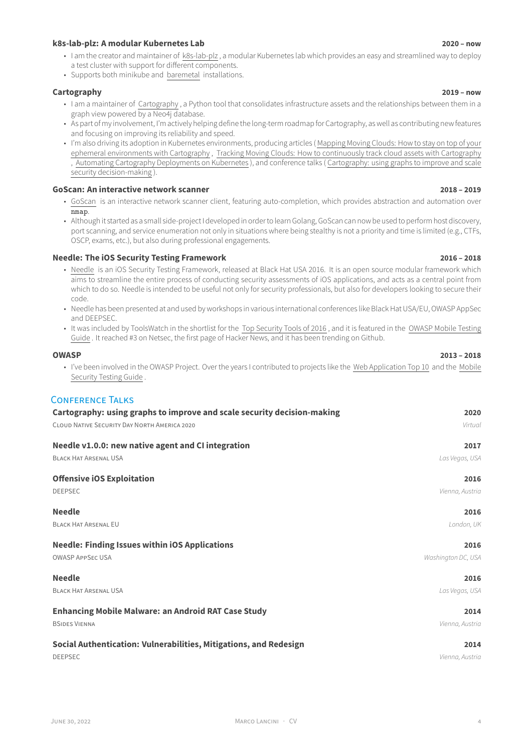### k8s-lab-plz: A modular Kubernetes Lab — 2020 – now

- I am the creator and maintainer of k8s-lab-plz, a modular Kubernetes lab which provides an easy and streamlined way to deploy a test cluster with support for different components.
- Supports both minikube and baremetal installations.

### Cartography — 2019 – now

- I am a maintainer of Cartography, a Python tool that consolidates infrastructure assets and the relationships between them in a graph view powered by a Neo4j database.
- As part of my involvement, I'm actively helping define the long-term roadmap for Cartography, as well as contributing new features and focusing on improving its reliability and speed.
- I'm also driving its adoption in Kubernetes environments, producing articles (Mapping Moving Clouds: How to stay on top of your ephemeral environments with Cartography, Tracking Moving Clouds: How to continuously track cloud assets with Cartography, Automating Cartography Deployments on Kubernetes), and conference talks (Cartography: using graphs to improve and scale security decision-making).

### GoScan: An interactive network scanner — 2018 – 2019

- GoScan is an interactive network scanner client, featuring auto-completion, which provides abstraction and automation over `nmap`.
- Although it started as a small side-project I developed in order to learn Golang, GoScan can now be used to perform host discovery, port scanning, and service enumeration not only in situations where being stealthy is not a priority and time is limited (e.g., CTFs, OSCP, exams, etc.), but also during professional engagements.

### Needle: The iOS Security Testing Framework — 2016 – 2018

- Needle is an iOS Security Testing Framework, released at Black Hat USA 2016. It is an open source modular framework which aims to streamline the entire process of conducting security assessments of iOS applications, and acts as a central point from which to do so. Needle is intended to be useful not only for security professionals, but also for developers looking to secure their code.
- Needle has been presented at and used by workshops in various international conferences like Black Hat USA/EU, OWASP AppSec and DEEPSEC.
- It was included by ToolsWatch in the shortlist for the Top Security Tools of 2016, and it is featured in the OWASP Mobile Testing Guide. It reached #3 on Netsec, the first page of Hacker News, and it has been trending on Github.

### OWASP — 2013 – 2018

- I've been involved in the OWASP Project. Over the years I contributed to projects like the Web Application Top 10 and the Mobile Security Testing Guide.

## Conference Talks

**Cartography: using graphs to improve and scale security decision-making** — 2020
Cloud Native Security Day North America 2020 — *Virtual*

**Needle v1.0.0: new native agent and CI integration** — 2017
Black Hat Arsenal USA — *Las Vegas, USA*

**Offensive iOS Exploitation** — 2016
DEEPSEC — *Vienna, Austria*

**Needle** — 2016
Black Hat Arsenal EU — *London, UK*

**Needle: Finding Issues within iOS Applications** — 2016
OWASP AppSec USA — *Washington DC, USA*

**Needle** — 2016
Black Hat Arsenal USA — *Las Vegas, USA*

**Enhancing Mobile Malware: an Android RAT Case Study** — 2014
BSides Vienna — *Vienna, Austria*

**Social Authentication: Vulnerabilities, Mitigations, and Redesign** — 2014
DEEPSEC — *Vienna, Austria*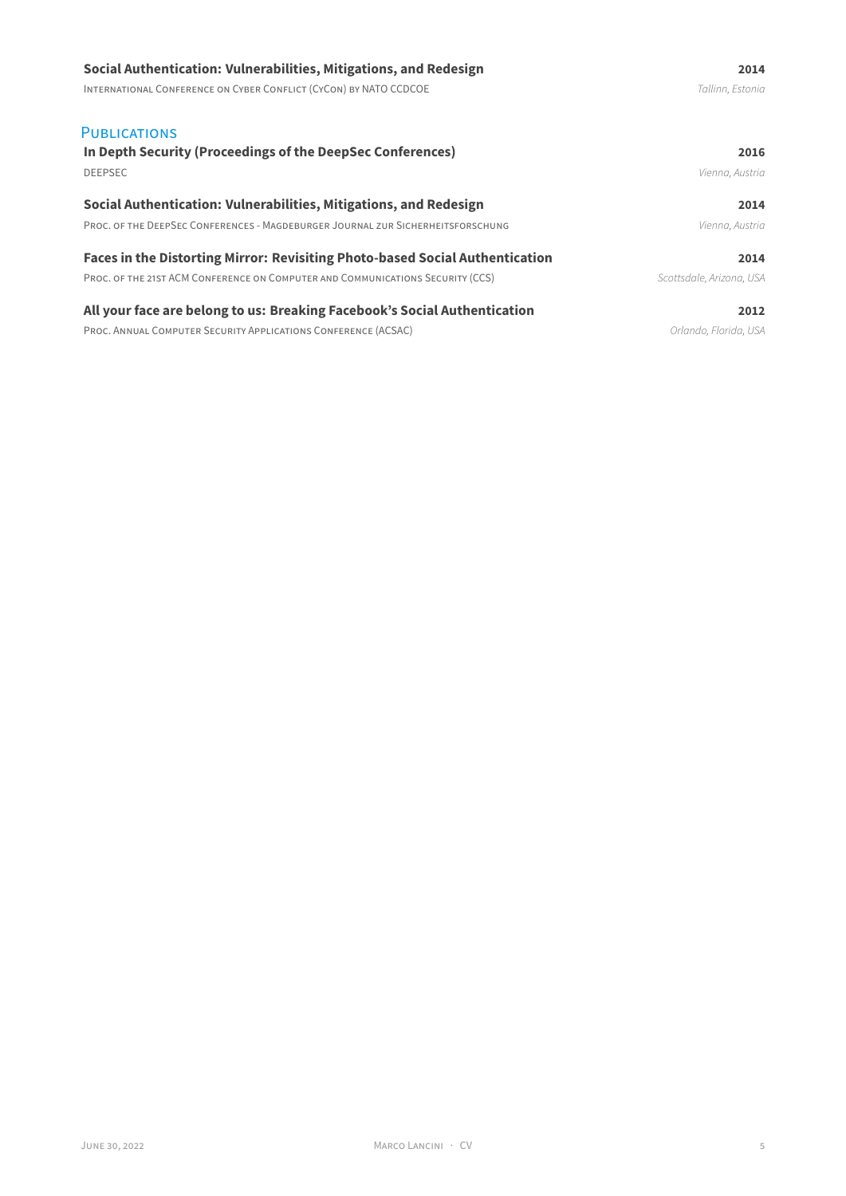**Social Authentication: Vulnerabilities, Mitigations, and Redesign** **2014**
INTERNATIONAL CONFERENCE ON CYBER CONFLICT (CYCON) BY NATO CCDCOE *Tallinn, Estonia*

## PUBLICATIONS

**In Depth Security (Proceedings of the DeepSec Conferences)** **2016**
DEEPSEC *Vienna, Austria*

**Social Authentication: Vulnerabilities, Mitigations, and Redesign** **2014**
PROC. OF THE DEEPSEC CONFERENCES - MAGDEBURGER JOURNAL ZUR SICHERHEITSFORSCHUNG *Vienna, Austria*

**Faces in the Distorting Mirror: Revisiting Photo-based Social Authentication** **2014**
PROC. OF THE 21ST ACM CONFERENCE ON COMPUTER AND COMMUNICATIONS SECURITY (CCS) *Scottsdale, Arizona, USA*

**All your face are belong to us: Breaking Facebook's Social Authentication** **2012**
PROC. ANNUAL COMPUTER SECURITY APPLICATIONS CONFERENCE (ACSAC) *Orlando, Florida, USA*